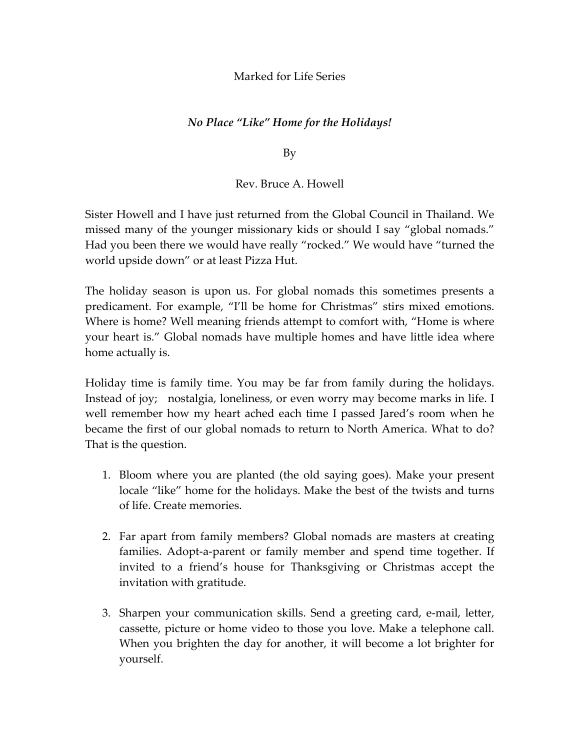Marked for Life Series

## *No Place "Like" Home for the Holidays!*

By

Rev. Bruce A. Howell

Sister Howell and I have just returned from the Global Council in Thailand. We missed many of the younger missionary kids or should I say "global nomads." Had you been there we would have really "rocked." We would have "turned the world upside down" or at least Pizza Hut.

The holiday season is upon us. For global nomads this sometimes presents a predicament. For example, "I'll be home for Christmas" stirs mixed emotions. Where is home? Well meaning friends attempt to comfort with, "Home is where your heart is." Global nomads have multiple homes and have little idea where home actually is.

Holiday time is family time. You may be far from family during the holidays. Instead of joy; nostalgia, loneliness, or even worry may become marks in life. I well remember how my heart ached each time I passed Jared's room when he became the first of our global nomads to return to North America. What to do? That is the question.

1. Bloom where you are planted (the old saying goes). Make your present locale "like" home for the holidays. Make the best of the twists and turns of life. Create memories.

2. Far apart from family members? Global nomads are masters at creating families. Adopt-a-parent or family member and spend time together. If invited to a friend's house for Thanksgiving or Christmas accept the invitation with gratitude.

3. Sharpen your communication skills. Send a greeting card, e-mail, letter, cassette, picture or home video to those you love. Make a telephone call. When you brighten the day for another, it will become a lot brighter for yourself.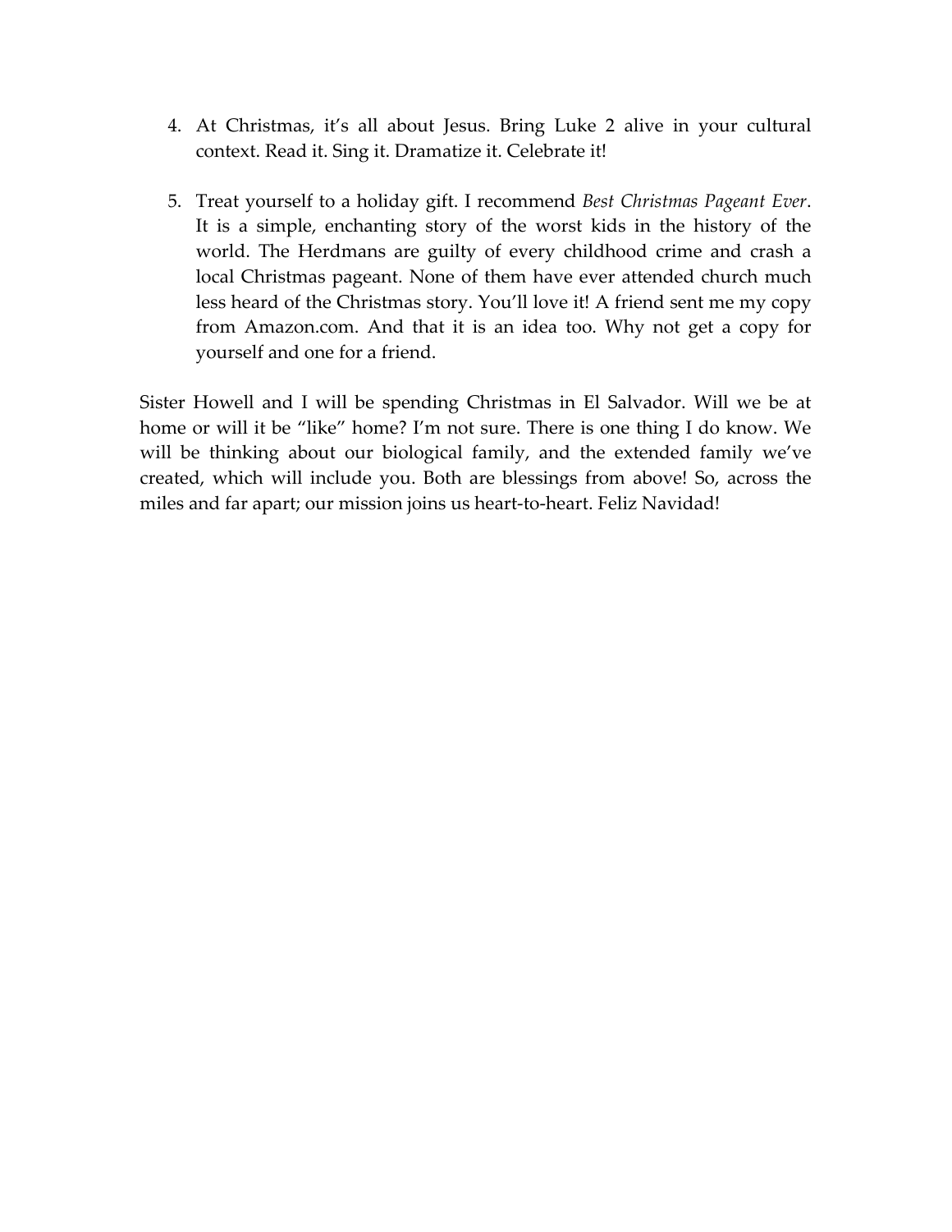4. At Christmas, it's all about Jesus. Bring Luke 2 alive in your cultural context. Read it. Sing it. Dramatize it. Celebrate it!

5. Treat yourself to a holiday gift. I recommend *Best Christmas Pageant Ever*. It is a simple, enchanting story of the worst kids in the history of the world. The Herdmans are guilty of every childhood crime and crash a local Christmas pageant. None of them have ever attended church much less heard of the Christmas story. You'll love it! A friend sent me my copy from Amazon.com. And that it is an idea too. Why not get a copy for yourself and one for a friend.

Sister Howell and I will be spending Christmas in El Salvador. Will we be at home or will it be "like" home? I'm not sure. There is one thing I do know. We will be thinking about our biological family, and the extended family we've created, which will include you. Both are blessings from above! So, across the miles and far apart; our mission joins us heart-to-heart. Feliz Navidad!